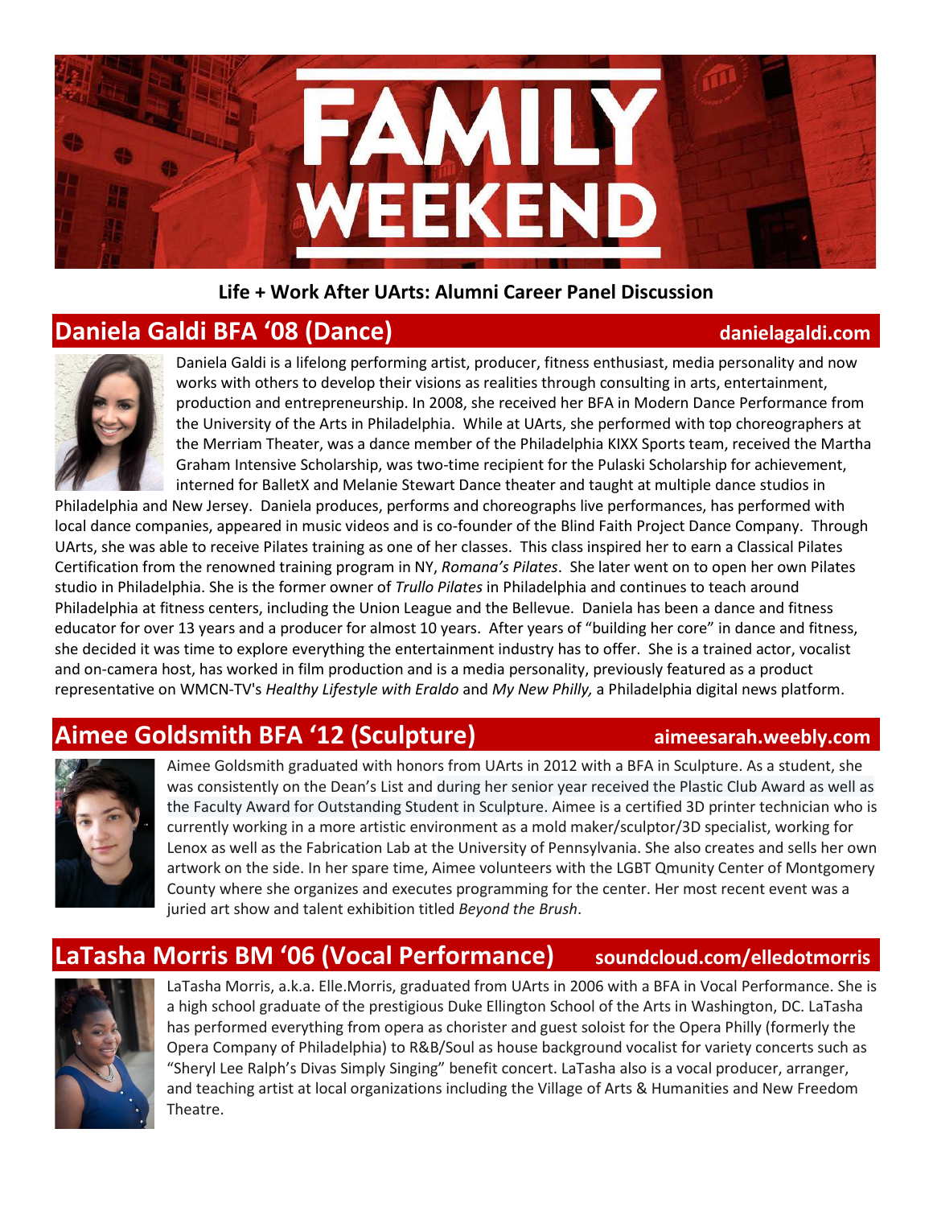# FAMILY WEEKEND

**Life + Work After UArts: Alumni Career Panel Discussion**

## Daniela Galdi BFA '08 (Dance) — danielagaldi.com

Daniela Galdi is a lifelong performing artist, producer, fitness enthusiast, media personality and now works with others to develop their visions as realities through consulting in arts, entertainment, production and entrepreneurship. In 2008, she received her BFA in Modern Dance Performance from the University of the Arts in Philadelphia. While at UArts, she performed with top choreographers at the Merriam Theater, was a dance member of the Philadelphia KIXX Sports team, received the Martha Graham Intensive Scholarship, was two-time recipient for the Pulaski Scholarship for achievement, interned for BalletX and Melanie Stewart Dance theater and taught at multiple dance studios in Philadelphia and New Jersey. Daniela produces, performs and choreographs live performances, has performed with local dance companies, appeared in music videos and is co-founder of the Blind Faith Project Dance Company. Through UArts, she was able to receive Pilates training as one of her classes. This class inspired her to earn a Classical Pilates Certification from the renowned training program in NY, *Romana's Pilates*. She later went on to open her own Pilates studio in Philadelphia. She is the former owner of *Trullo Pilates* in Philadelphia and continues to teach around Philadelphia at fitness centers, including the Union League and the Bellevue. Daniela has been a dance and fitness educator for over 13 years and a producer for almost 10 years. After years of "building her core" in dance and fitness, she decided it was time to explore everything the entertainment industry has to offer. She is a trained actor, vocalist and on-camera host, has worked in film production and is a media personality, previously featured as a product representative on WMCN-TV's *Healthy Lifestyle with Eraldo* and *My New Philly,* a Philadelphia digital news platform.

## Aimee Goldsmith BFA '12 (Sculpture) — aimeesarah.weebly.com

Aimee Goldsmith graduated with honors from UArts in 2012 with a BFA in Sculpture. As a student, she was consistently on the Dean's List and during her senior year received the Plastic Club Award as well as the Faculty Award for Outstanding Student in Sculpture. Aimee is a certified 3D printer technician who is currently working in a more artistic environment as a mold maker/sculptor/3D specialist, working for Lenox as well as the Fabrication Lab at the University of Pennsylvania. She also creates and sells her own artwork on the side. In her spare time, Aimee volunteers with the LGBT Qmunity Center of Montgomery County where she organizes and executes programming for the center. Her most recent event was a juried art show and talent exhibition titled *Beyond the Brush*.

## LaTasha Morris BM '06 (Vocal Performance) — soundcloud.com/elledotmorris

LaTasha Morris, a.k.a. Elle.Morris, graduated from UArts in 2006 with a BFA in Vocal Performance. She is a high school graduate of the prestigious Duke Ellington School of the Arts in Washington, DC. LaTasha has performed everything from opera as chorister and guest soloist for the Opera Philly (formerly the Opera Company of Philadelphia) to R&B/Soul as house background vocalist for variety concerts such as "Sheryl Lee Ralph's Divas Simply Singing" benefit concert. LaTasha also is a vocal producer, arranger, and teaching artist at local organizations including the Village of Arts & Humanities and New Freedom Theatre.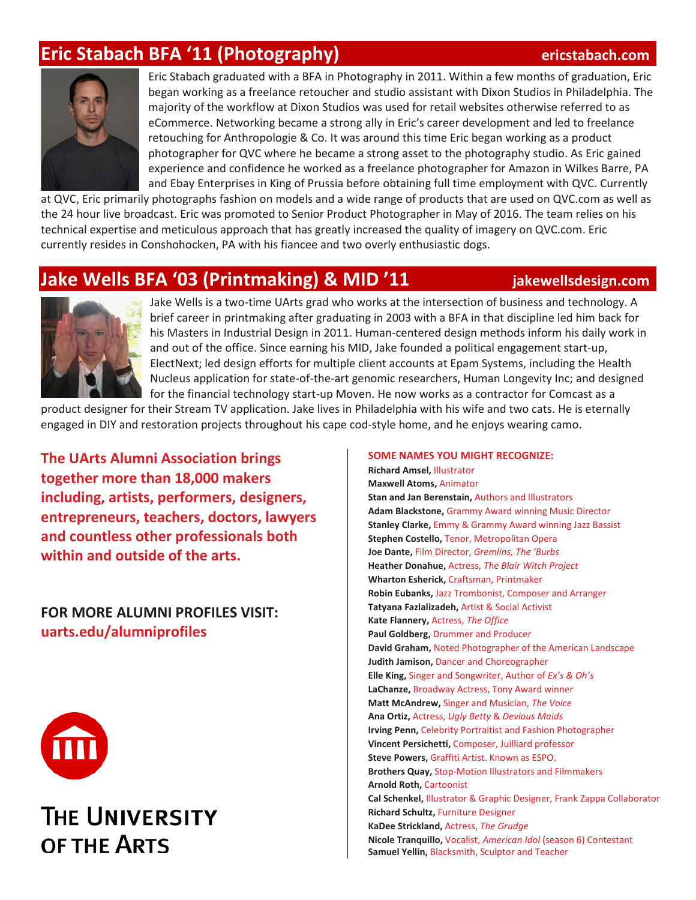## Eric Stabach BFA '11 (Photography) — ericstabach.com

Eric Stabach graduated with a BFA in Photography in 2011. Within a few months of graduation, Eric began working as a freelance retoucher and studio assistant with Dixon Studios in Philadelphia. The majority of the workflow at Dixon Studios was used for retail websites otherwise referred to as eCommerce. Networking became a strong ally in Eric's career development and led to freelance retouching for Anthropologie & Co. It was around this time Eric began working as a product photographer for QVC where he became a strong asset to the photography studio. As Eric gained experience and confidence he worked as a freelance photographer for Amazon in Wilkes Barre, PA and Ebay Enterprises in King of Prussia before obtaining full time employment with QVC. Currently at QVC, Eric primarily photographs fashion on models and a wide range of products that are used on QVC.com as well as the 24 hour live broadcast. Eric was promoted to Senior Product Photographer in May of 2016. The team relies on his technical expertise and meticulous approach that has greatly increased the quality of imagery on QVC.com. Eric currently resides in Conshohocken, PA with his fiancee and two overly enthusiastic dogs.

## Jake Wells BFA '03 (Printmaking) & MID '11 — jakewellsdesign.com

Jake Wells is a two-time UArts grad who works at the intersection of business and technology. A brief career in printmaking after graduating in 2003 with a BFA in that discipline led him back for his Masters in Industrial Design in 2011. Human-centered design methods inform his daily work in and out of the office. Since earning his MID, Jake founded a political engagement start-up, ElectNext; led design efforts for multiple client accounts at Epam Systems, including the Health Nucleus application for state-of-the-art genomic researchers, Human Longevity Inc; and designed for the financial technology start-up Moven. He now works as a contractor for Comcast as a product designer for their Stream TV application. Jake lives in Philadelphia with his wife and two cats. He is eternally engaged in DIY and restoration projects throughout his cape cod-style home, and he enjoys wearing camo.

**The UArts Alumni Association brings together more than 18,000 makers including, artists, performers, designers, entrepreneurs, teachers, doctors, lawyers and countless other professionals both within and outside of the arts.**

**FOR MORE ALUMNI PROFILES VISIT:**
**uarts.edu/alumniprofiles**

THE UNIVERSITY OF THE ARTS

**SOME NAMES YOU MIGHT RECOGNIZE:**

**Richard Amsel,** Illustrator
**Maxwell Atoms,** Animator
**Stan and Jan Berenstain,** Authors and Illustrators
**Adam Blackstone,** Grammy Award winning Music Director
**Stanley Clarke,** Emmy & Grammy Award winning Jazz Bassist
**Stephen Costello,** Tenor, Metropolitan Opera
**Joe Dante,** Film Director, *Gremlins, The 'Burbs*
**Heather Donahue,** Actress, *The Blair Witch Project*
**Wharton Esherick,** Craftsman, Printmaker
**Robin Eubanks,** Jazz Trombonist, Composer and Arranger
**Tatyana Fazlalizadeh,** Artist & Social Activist
**Kate Flannery,** Actress, *The Office*
**Paul Goldberg,** Drummer and Producer
**David Graham,** Noted Photographer of the American Landscape
**Judith Jamison,** Dancer and Choreographer
**Elle King,** Singer and Songwriter, Author of *Ex's & Oh's*
**LaChanze,** Broadway Actress, Tony Award winner
**Matt McAndrew,** Singer and Musician, *The Voice*
**Ana Ortiz,** Actress, *Ugly Betty* & *Devious Maids*
**Irving Penn,** Celebrity Portraitist and Fashion Photographer
**Vincent Persichetti,** Composer, Juilliard professor
**Steve Powers,** Graffiti Artist. Known as ESPO.
**Brothers Quay,** Stop-Motion Illustrators and Filmmakers
**Arnold Roth,** Cartoonist
**Cal Schenkel,** Illustrator & Graphic Designer, Frank Zappa Collaborator
**Richard Schultz,** Furniture Designer
**KaDee Strickland,** Actress, *The Grudge*
**Nicole Tranquillo,** Vocalist, *American Idol* (season 6) Contestant
**Samuel Yellin,** Blacksmith, Sculptor and Teacher